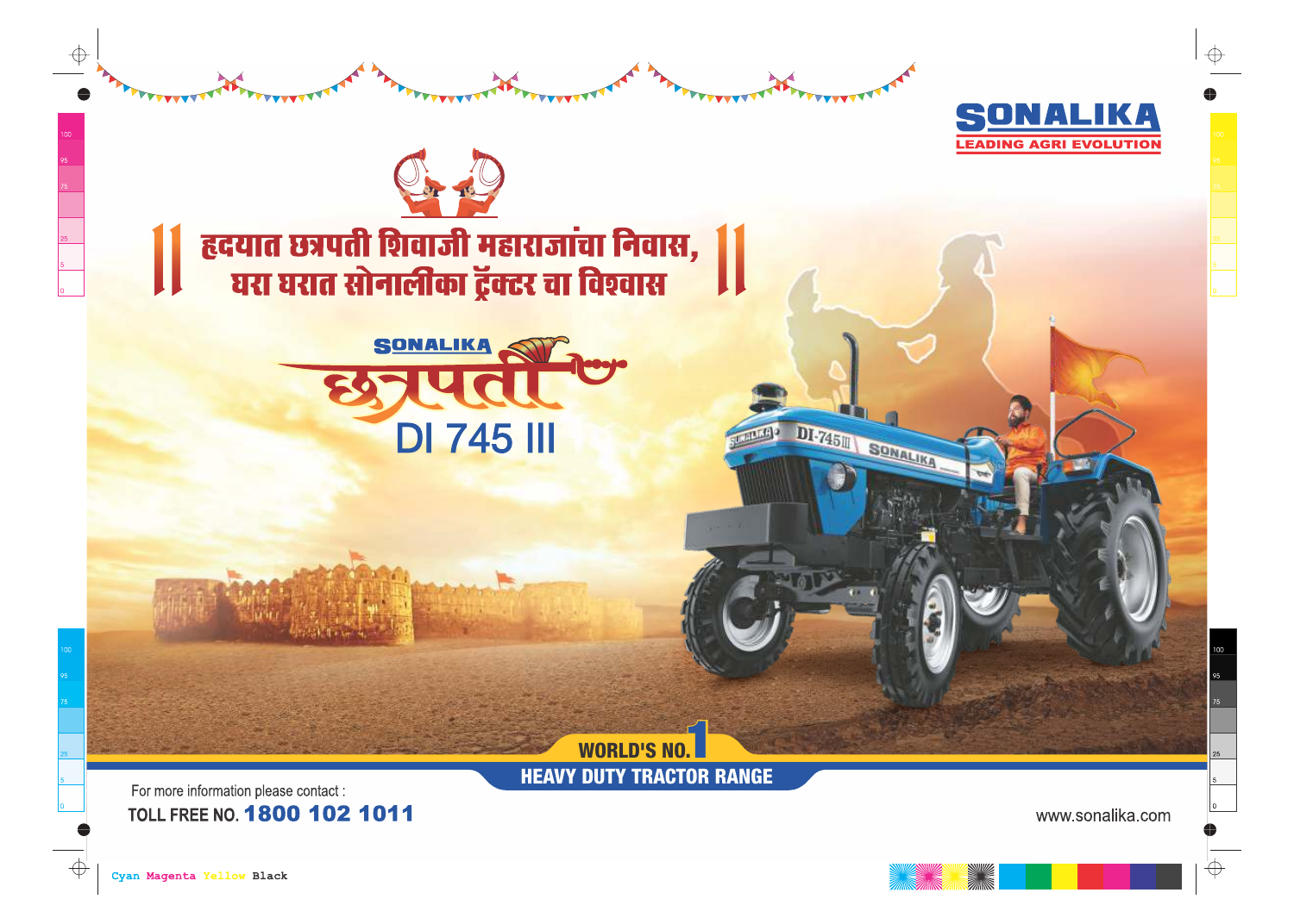SONALIKA
LEADING AGRI EVOLUTION

॥ हृदयात छत्रपती शिवाजी महाराजांचा निवास,
घरा घरात सोनालीका ट्रॅक्टर चा विश्वास ॥

SONALIKA
छत्रपती
DI 745 III

WORLD'S NO.1
HEAVY DUTY TRACTOR RANGE

For more information please contact :
TOLL FREE NO. **1800 102 1011**

www.sonalika.com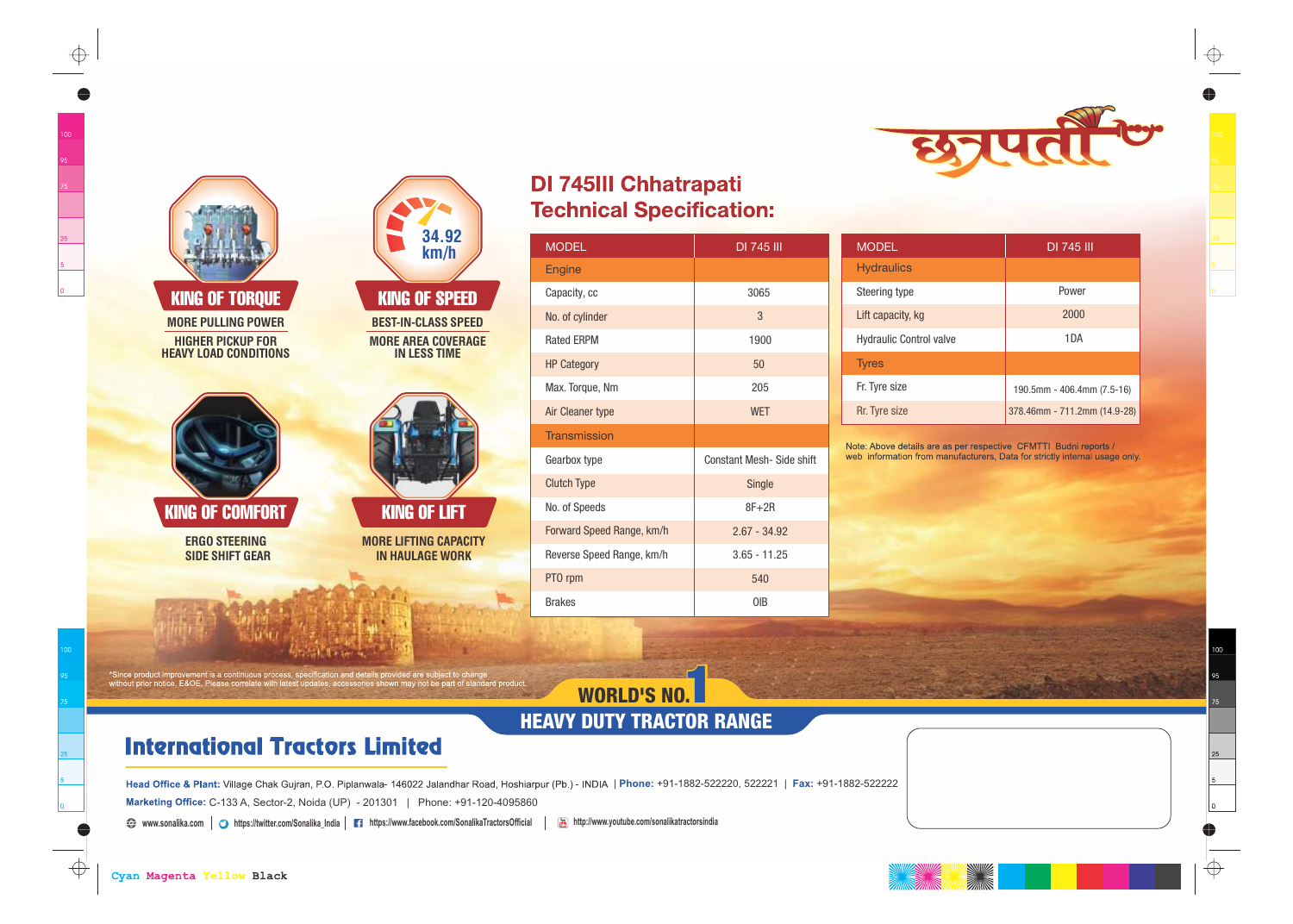छत्रपती

# DI 745III Chhatrapati
# Technical Specification:

| MODEL | DI 745 III |
|---|---|
| **Engine** | |
| Capacity, cc | 3065 |
| No. of cylinder | 3 |
| Rated ERPM | 1900 |
| HP Category | 50 |
| Max. Torque, Nm | 205 |
| Air Cleaner type | WET |
| **Transmission** | |
| Gearbox type | Constant Mesh- Side shift |
| Clutch Type | Single |
| No. of Speeds | 8F+2R |
| Forward Speed Range, km/h | 2.67 - 34.92 |
| Reverse Speed Range, km/h | 3.65 - 11.25 |
| PTO rpm | 540 |
| Brakes | OIB |

| MODEL | DI 745 III |
|---|---|
| **Hydraulics** | |
| Steering type | Power |
| Lift capacity, kg | 2000 |
| Hydraulic Control valve | 1DA |
| **Tyres** | |
| Fr. Tyre size | 190.5mm - 406.4mm (7.5-16) |
| Rr. Tyre size | 378.46mm - 711.2mm (14.9-28) |

Note: Above details are as per respective CFMTTI Budni reports / web information from manufacturers, Data for strictly internal usage only.

**34.92 km/h**

**KING OF TORQUE**
MORE PULLING POWER
HIGHER PICKUP FOR HEAVY LOAD CONDITIONS

**KING OF SPEED**
BEST-IN-CLASS SPEED
MORE AREA COVERAGE IN LESS TIME

**KING OF COMFORT**
ERGO STEERING
SIDE SHIFT GEAR

**KING OF LIFT**
MORE LIFTING CAPACITY
IN HAULAGE WORK

*Since product improvement is a continuous process, specification and details provided are subject to change without prior notice. E&OE, Please correlate with latest updates, accessories shown may not be part of standard product.

**WORLD'S NO. 1**
**HEAVY DUTY TRACTOR RANGE**

## International Tractors Limited

**Head Office & Plant:** Village Chak Gujran, P.O. Piplanwala- 146022 Jalandhar Road, Hoshiarpur (Pb.) - INDIA | **Phone:** +91-1882-522220, 522221 | **Fax:** +91-1882-522222

**Marketing Office:** C-133 A, Sector-2, Noida (UP) - 201301 | Phone: +91-120-4095860

www.sonalika.com | https://twitter.com/Sonalika_India | https://www.facebook.com/SonalikaTractorsOfficial | http://www.youtube.com/sonalikatractorsindia